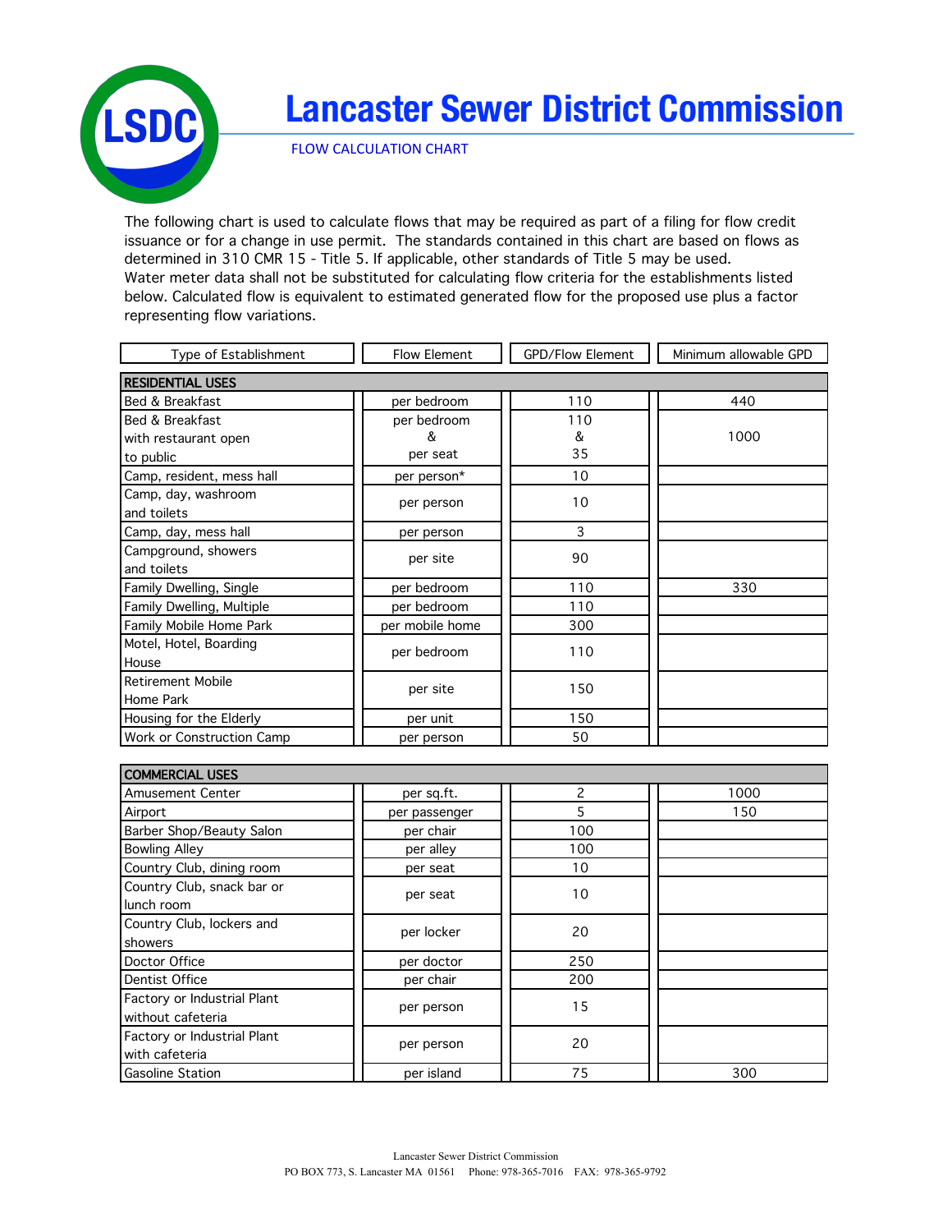# Lancaster Sewer District Commission

## FLOW CALCULATION CHART

The following chart is used to calculate flows that may be required as part of a filing for flow credit issuance or for a change in use permit. The standards contained in this chart are based on flows as determined in 310 CMR 15 - Title 5. If applicable, other standards of Title 5 may be used.
Water meter data shall not be substituted for calculating flow criteria for the establishments listed below. Calculated flow is equivalent to estimated generated flow for the proposed use plus a factor representing flow variations.

| Type of Establishment | Flow Element | GPD/Flow Element | Minimum allowable GPD |
|---|---|---|---|
| **RESIDENTIAL USES** | | | |
| Bed & Breakfast | per bedroom | 110 | 440 |
| Bed & Breakfast with restaurant open to public | per bedroom & per seat | 110 & 35 | 1000 |
| Camp, resident, mess hall | per person* | 10 | |
| Camp, day, washroom and toilets | per person | 10 | |
| Camp, day, mess hall | per person | 3 | |
| Campground, showers and toilets | per site | 90 | |
| Family Dwelling, Single | per bedroom | 110 | 330 |
| Family Dwelling, Multiple | per bedroom | 110 | |
| Family Mobile Home Park | per mobile home | 300 | |
| Motel, Hotel, Boarding House | per bedroom | 110 | |
| Retirement Mobile Home Park | per site | 150 | |
| Housing for the Elderly | per unit | 150 | |
| Work or Construction Camp | per person | 50 | |
| **COMMERCIAL USES** | | | |
| Amusement Center | per sq.ft. | 2 | 1000 |
| Airport | per passenger | 5 | 150 |
| Barber Shop/Beauty Salon | per chair | 100 | |
| Bowling Alley | per alley | 100 | |
| Country Club, dining room | per seat | 10 | |
| Country Club, snack bar or lunch room | per seat | 10 | |
| Country Club, lockers and showers | per locker | 20 | |
| Doctor Office | per doctor | 250 | |
| Dentist Office | per chair | 200 | |
| Factory or Industrial Plant without cafeteria | per person | 15 | |
| Factory or Industrial Plant with cafeteria | per person | 20 | |
| Gasoline Station | per island | 75 | 300 |

Lancaster Sewer District Commission
PO BOX 773, S. Lancaster MA 01561 Phone: 978-365-7016 FAX: 978-365-9792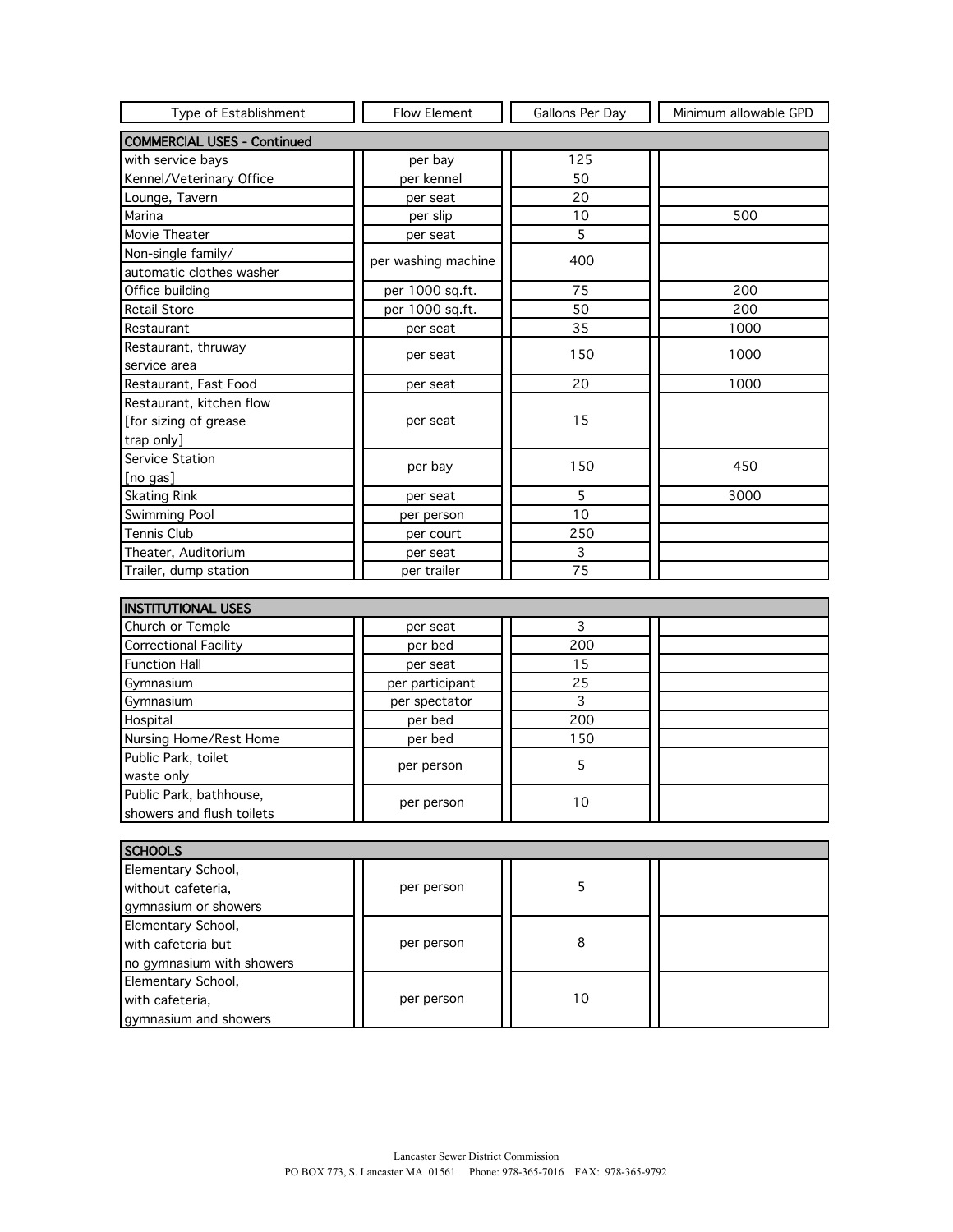| Type of Establishment | Flow Element | Gallons Per Day | Minimum allowable GPD |
|---|---|---|---|
| **COMMERCIAL USES - Continued** | | | |
| with service bays | per bay | 125 | |
| Kennel/Veterinary Office | per kennel | 50 | |
| Lounge, Tavern | per seat | 20 | |
| Marina | per slip | 10 | 500 |
| Movie Theater | per seat | 5 | |
| Non-single family/ automatic clothes washer | per washing machine | 400 | |
| Office building | per 1000 sq.ft. | 75 | 200 |
| Retail Store | per 1000 sq.ft. | 50 | 200 |
| Restaurant | per seat | 35 | 1000 |
| Restaurant, thruway service area | per seat | 150 | 1000 |
| Restaurant, Fast Food | per seat | 20 | 1000 |
| Restaurant, kitchen flow [for sizing of grease trap only] | per seat | 15 | |
| Service Station [no gas] | per bay | 150 | 450 |
| Skating Rink | per seat | 5 | 3000 |
| Swimming Pool | per person | 10 | |
| Tennis Club | per court | 250 | |
| Theater, Auditorium | per seat | 3 | |
| Trailer, dump station | per trailer | 75 | |
| **INSTITUTIONAL USES** | | | |
| Church or Temple | per seat | 3 | |
| Correctional Facility | per bed | 200 | |
| Function Hall | per seat | 15 | |
| Gymnasium | per participant | 25 | |
| Gymnasium | per spectator | 3 | |
| Hospital | per bed | 200 | |
| Nursing Home/Rest Home | per bed | 150 | |
| Public Park, toilet waste only | per person | 5 | |
| Public Park, bathhouse, showers and flush toilets | per person | 10 | |
| **SCHOOLS** | | | |
| Elementary School, without cafeteria, gymnasium or showers | per person | 5 | |
| Elementary School, with cafeteria but no gymnasium with showers | per person | 8 | |
| Elementary School, with cafeteria, gymnasium and showers | per person | 10 | |

Lancaster Sewer District Commission
PO BOX 773, S. Lancaster MA 01561 Phone: 978-365-7016 FAX: 978-365-9792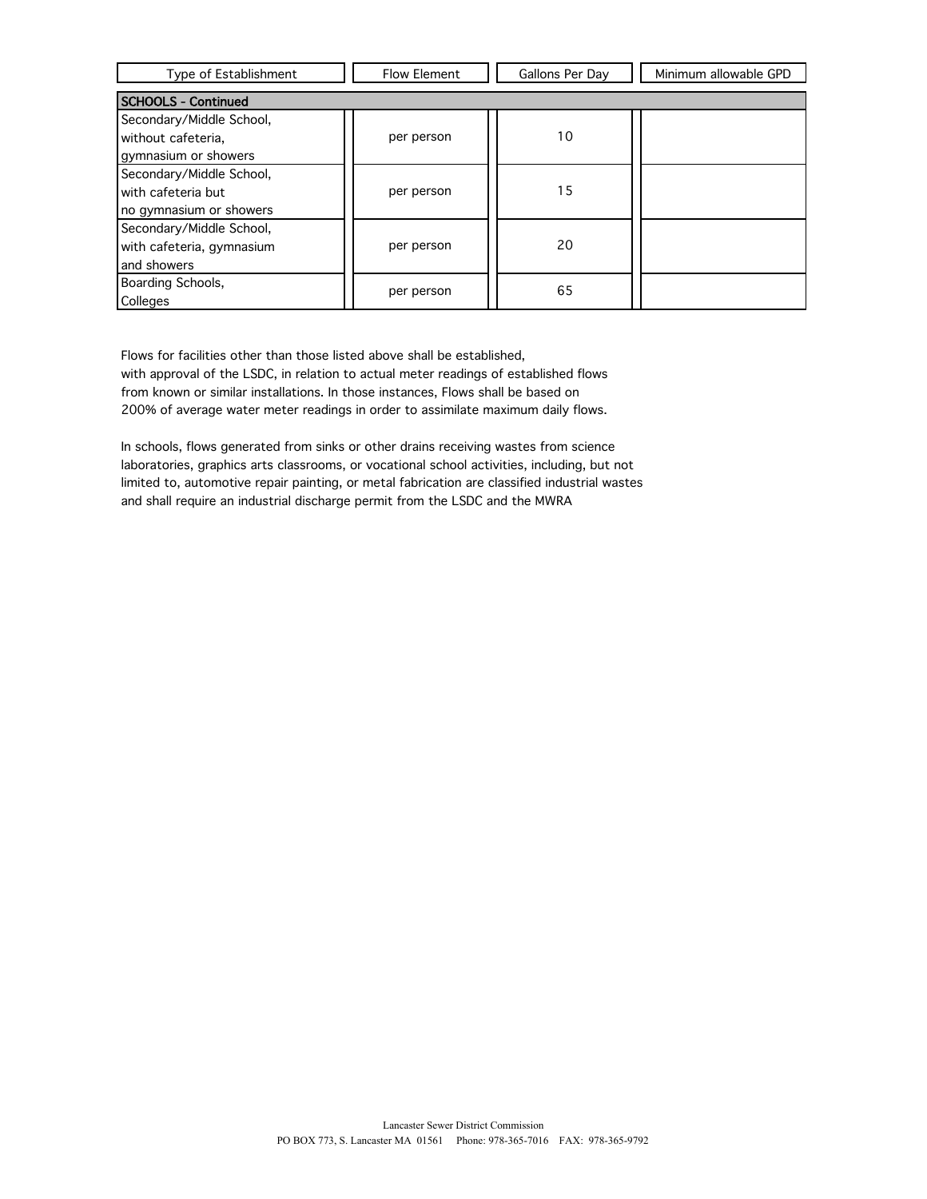| Type of Establishment | Flow Element | Gallons Per Day | Minimum allowable GPD |
|---|---|---|---|
| **SCHOOLS - Continued** | | | |
| Secondary/Middle School, without cafeteria, gymnasium or showers | per person | 10 | |
| Secondary/Middle School, with cafeteria but no gymnasium or showers | per person | 15 | |
| Secondary/Middle School, with cafeteria, gymnasium and showers | per person | 20 | |
| Boarding Schools, Colleges | per person | 65 | |

Flows for facilities other than those listed above shall be established, with approval of the LSDC, in relation to actual meter readings of established flows from known or similar installations. In those instances, Flows shall be based on 200% of average water meter readings in order to assimilate maximum daily flows.

In schools, flows generated from sinks or other drains receiving wastes from science laboratories, graphics arts classrooms, or vocational school activities, including, but not limited to, automotive repair painting, or metal fabrication are classified industrial wastes and shall require an industrial discharge permit from the LSDC and the MWRA

Lancaster Sewer District Commission
PO BOX 773, S. Lancaster MA 01561 Phone: 978-365-7016 FAX: 978-365-9792